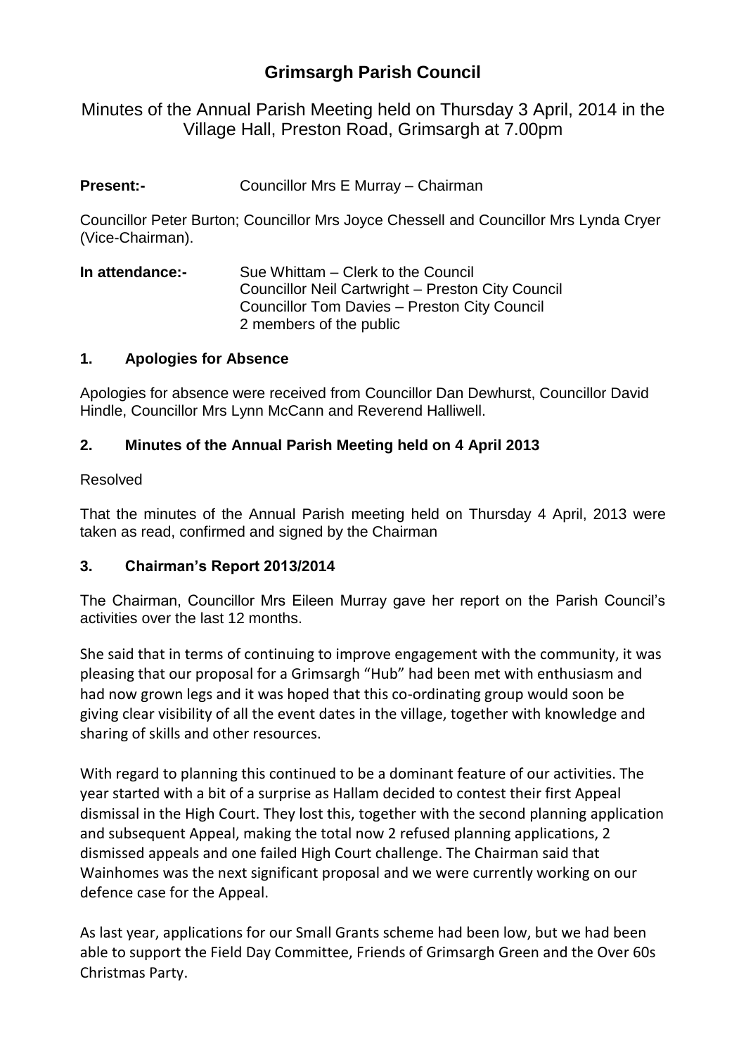# Grimsargh Parish Council

Minutes of the Annual Parish Meeting held on Thursday 3 April, 2014 in the Village Hall, Preston Road, Grimsargh at 7.00pm

**Present:-** Councillor Mrs E Murray – Chairman

Councillor Peter Burton; Councillor Mrs Joyce Chessell and Councillor Mrs Lynda Cryer (Vice-Chairman).

**In attendance:-** Sue Whittam – Clerk to the Council
Councillor Neil Cartwright – Preston City Council
Councillor Tom Davies – Preston City Council
2 members of the public

### 1. Apologies for Absence

Apologies for absence were received from Councillor Dan Dewhurst, Councillor David Hindle, Councillor Mrs Lynn McCann and Reverend Halliwell.

### 2. Minutes of the Annual Parish Meeting held on 4 April 2013

Resolved

That the minutes of the Annual Parish meeting held on Thursday 4 April, 2013 were taken as read, confirmed and signed by the Chairman

### 3. Chairman's Report 2013/2014

The Chairman, Councillor Mrs Eileen Murray gave her report on the Parish Council's activities over the last 12 months.

She said that in terms of continuing to improve engagement with the community, it was pleasing that our proposal for a Grimsargh "Hub" had been met with enthusiasm and had now grown legs and it was hoped that this co-ordinating group would soon be giving clear visibility of all the event dates in the village, together with knowledge and sharing of skills and other resources.

With regard to planning this continued to be a dominant feature of our activities. The year started with a bit of a surprise as Hallam decided to contest their first Appeal dismissal in the High Court. They lost this, together with the second planning application and subsequent Appeal, making the total now 2 refused planning applications, 2 dismissed appeals and one failed High Court challenge. The Chairman said that Wainhomes was the next significant proposal and we were currently working on our defence case for the Appeal.

As last year, applications for our Small Grants scheme had been low, but we had been able to support the Field Day Committee, Friends of Grimsargh Green and the Over 60s Christmas Party.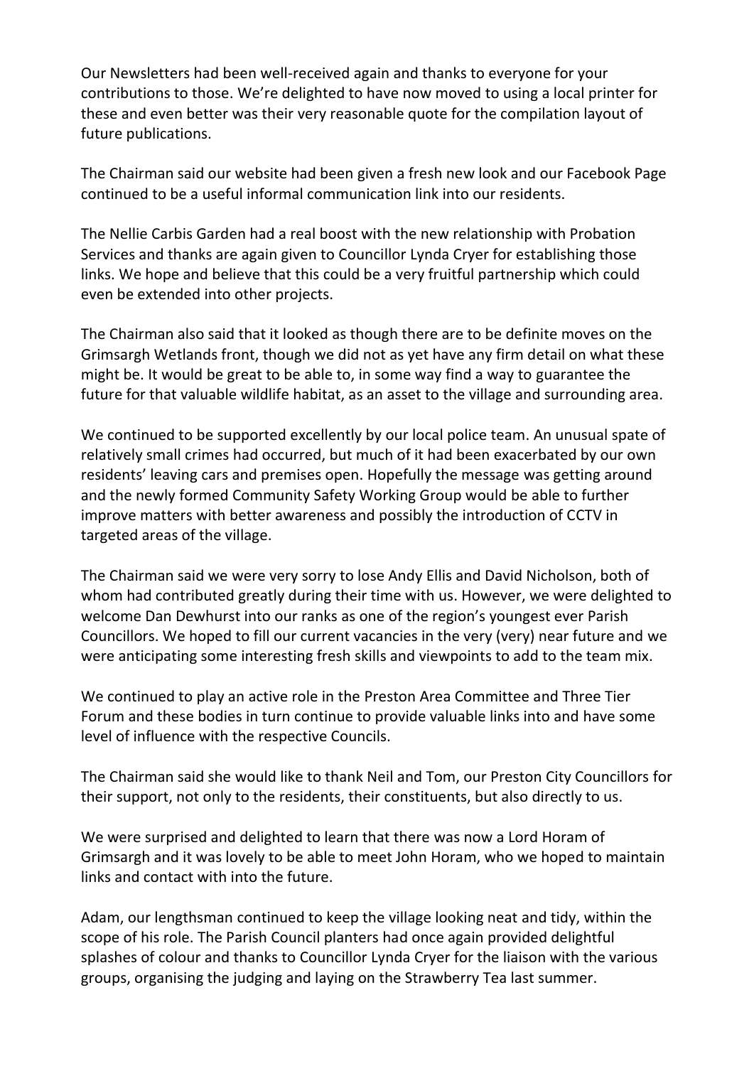Our Newsletters had been well-received again and thanks to everyone for your contributions to those. We're delighted to have now moved to using a local printer for these and even better was their very reasonable quote for the compilation layout of future publications.

The Chairman said our website had been given a fresh new look and our Facebook Page continued to be a useful informal communication link into our residents.

The Nellie Carbis Garden had a real boost with the new relationship with Probation Services and thanks are again given to Councillor Lynda Cryer for establishing those links. We hope and believe that this could be a very fruitful partnership which could even be extended into other projects.

The Chairman also said that it looked as though there are to be definite moves on the Grimsargh Wetlands front, though we did not as yet have any firm detail on what these might be. It would be great to be able to, in some way find a way to guarantee the future for that valuable wildlife habitat, as an asset to the village and surrounding area.

We continued to be supported excellently by our local police team. An unusual spate of relatively small crimes had occurred, but much of it had been exacerbated by our own residents' leaving cars and premises open. Hopefully the message was getting around and the newly formed Community Safety Working Group would be able to further improve matters with better awareness and possibly the introduction of CCTV in targeted areas of the village.

The Chairman said we were very sorry to lose Andy Ellis and David Nicholson, both of whom had contributed greatly during their time with us. However, we were delighted to welcome Dan Dewhurst into our ranks as one of the region's youngest ever Parish Councillors. We hoped to fill our current vacancies in the very (very) near future and we were anticipating some interesting fresh skills and viewpoints to add to the team mix.

We continued to play an active role in the Preston Area Committee and Three Tier Forum and these bodies in turn continue to provide valuable links into and have some level of influence with the respective Councils.

The Chairman said she would like to thank Neil and Tom, our Preston City Councillors for their support, not only to the residents, their constituents, but also directly to us.

We were surprised and delighted to learn that there was now a Lord Horam of Grimsargh and it was lovely to be able to meet John Horam, who we hoped to maintain links and contact with into the future.

Adam, our lengthsman continued to keep the village looking neat and tidy, within the scope of his role. The Parish Council planters had once again provided delightful splashes of colour and thanks to Councillor Lynda Cryer for the liaison with the various groups, organising the judging and laying on the Strawberry Tea last summer.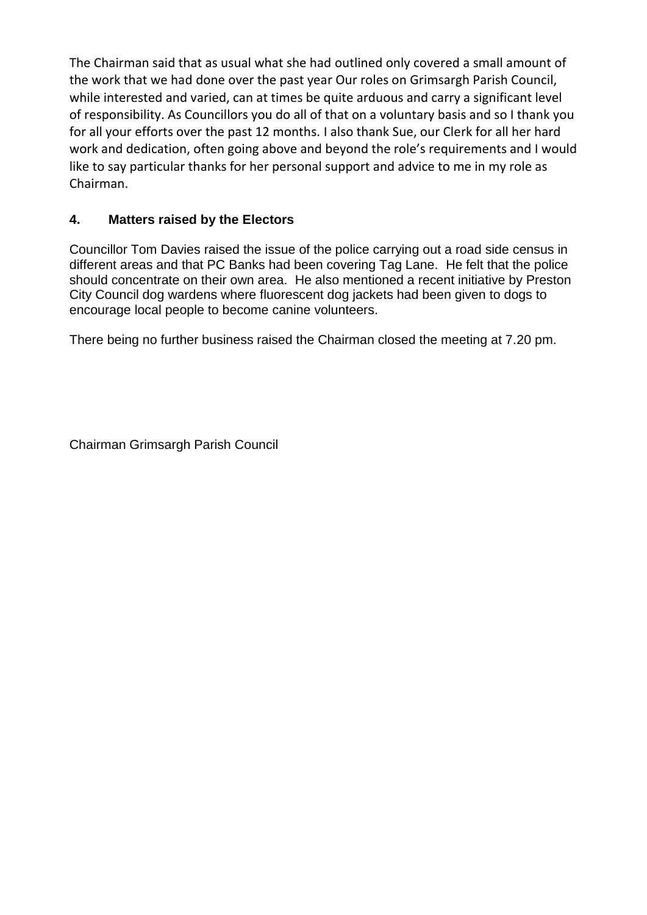The Chairman said that as usual what she had outlined only covered a small amount of the work that we had done over the past year Our roles on Grimsargh Parish Council, while interested and varied, can at times be quite arduous and carry a significant level of responsibility. As Councillors you do all of that on a voluntary basis and so I thank you for all your efforts over the past 12 months. I also thank Sue, our Clerk for all her hard work and dedication, often going above and beyond the role's requirements and I would like to say particular thanks for her personal support and advice to me in my role as Chairman.

## 4. Matters raised by the Electors

Councillor Tom Davies raised the issue of the police carrying out a road side census in different areas and that PC Banks had been covering Tag Lane. He felt that the police should concentrate on their own area. He also mentioned a recent initiative by Preston City Council dog wardens where fluorescent dog jackets had been given to dogs to encourage local people to become canine volunteers.

There being no further business raised the Chairman closed the meeting at 7.20 pm.

Chairman Grimsargh Parish Council